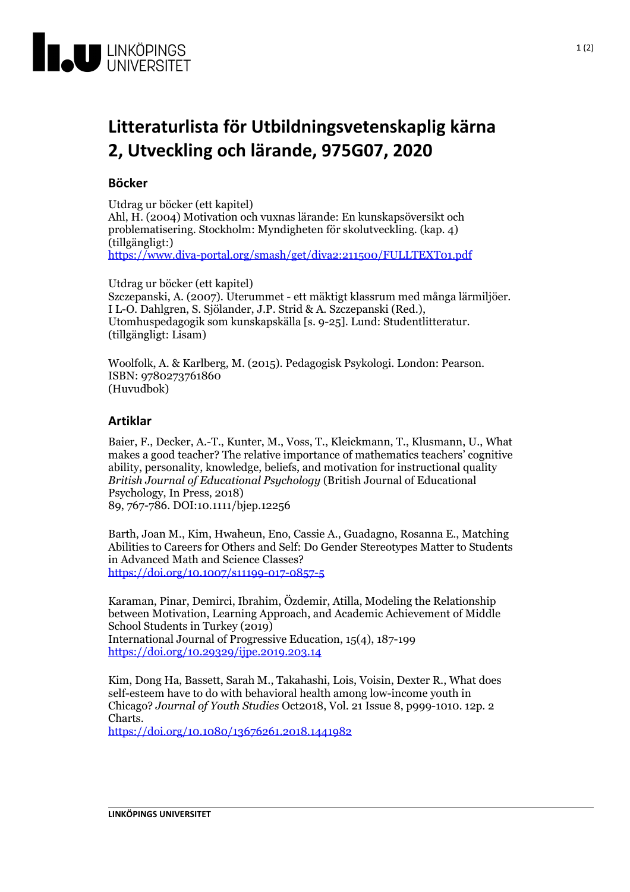# Litteraturlista för Utbildningsvetenskaplig kärna 2, Utveckling och lärande, 975G07, 2020

## Böcker

Utdrag ur böcker (ett kapitel)
Ahl, H. (2004) Motivation och vuxnas lärande: En kunskapsöversikt och problematisering. Stockholm: Myndigheten för skolutveckling. (kap. 4) (tillgängligt:)
https://www.diva-portal.org/smash/get/diva2:211500/FULLTEXT01.pdf

Utdrag ur böcker (ett kapitel)
Szczepanski, A. (2007). Uterummet - ett mäktigt klassrum med många lärmiljöer. I L-O. Dahlgren, S. Sjölander, J.P. Strid & A. Szczepanski (Red.), Utomhuspedagogik som kunskapskälla [s. 9-25]. Lund: Studentlitteratur. (tillgängligt: Lisam)

Woolfolk, A. & Karlberg, M. (2015). Pedagogisk Psykologi. London: Pearson.
ISBN: 9780273761860
(Huvudbok)

## Artiklar

Baier, F., Decker, A.-T., Kunter, M., Voss, T., Kleickmann, T., Klusmann, U., What makes a good teacher? The relative importance of mathematics teachers' cognitive ability, personality, knowledge, beliefs, and motivation for instructional quality *British Journal of Educational Psychology* (British Journal of Educational Psychology, In Press, 2018)
89, 767-786. DOI:10.1111/bjep.12256

Barth, Joan M., Kim, Hwaheun, Eno, Cassie A., Guadagno, Rosanna E., Matching Abilities to Careers for Others and Self: Do Gender Stereotypes Matter to Students in Advanced Math and Science Classes?
https://doi.org/10.1007/s11199-017-0857-5

Karaman, Pinar, Demirci, Ibrahim, Özdemir, Atilla, Modeling the Relationship between Motivation, Learning Approach, and Academic Achievement of Middle School Students in Turkey (2019)
International Journal of Progressive Education, 15(4), 187-199
https://doi.org/10.29329/ijpe.2019.203.14

Kim, Dong Ha, Bassett, Sarah M., Takahashi, Lois, Voisin, Dexter R., What does self-esteem have to do with behavioral health among low-income youth in Chicago? *Journal of Youth Studies* Oct2018, Vol. 21 Issue 8, p999-1010. 12p. 2 Charts.
https://doi.org/10.1080/13676261.2018.1441982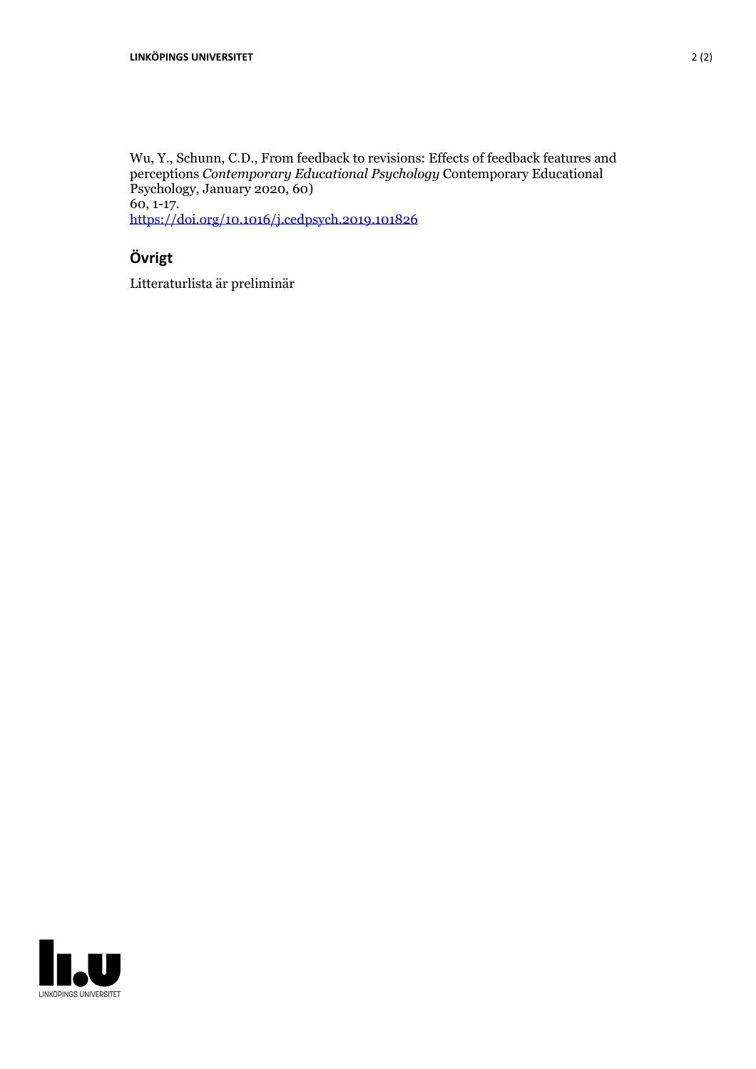Wu, Y., Schunn, C.D., From feedback to revisions: Effects of feedback features and perceptions *Contemporary Educational Psychology* Contemporary Educational Psychology, January 2020, 60)
60, 1-17.
https://doi.org/10.1016/j.cedpsych.2019.101826

## Övrigt

Litteraturlista är preliminär